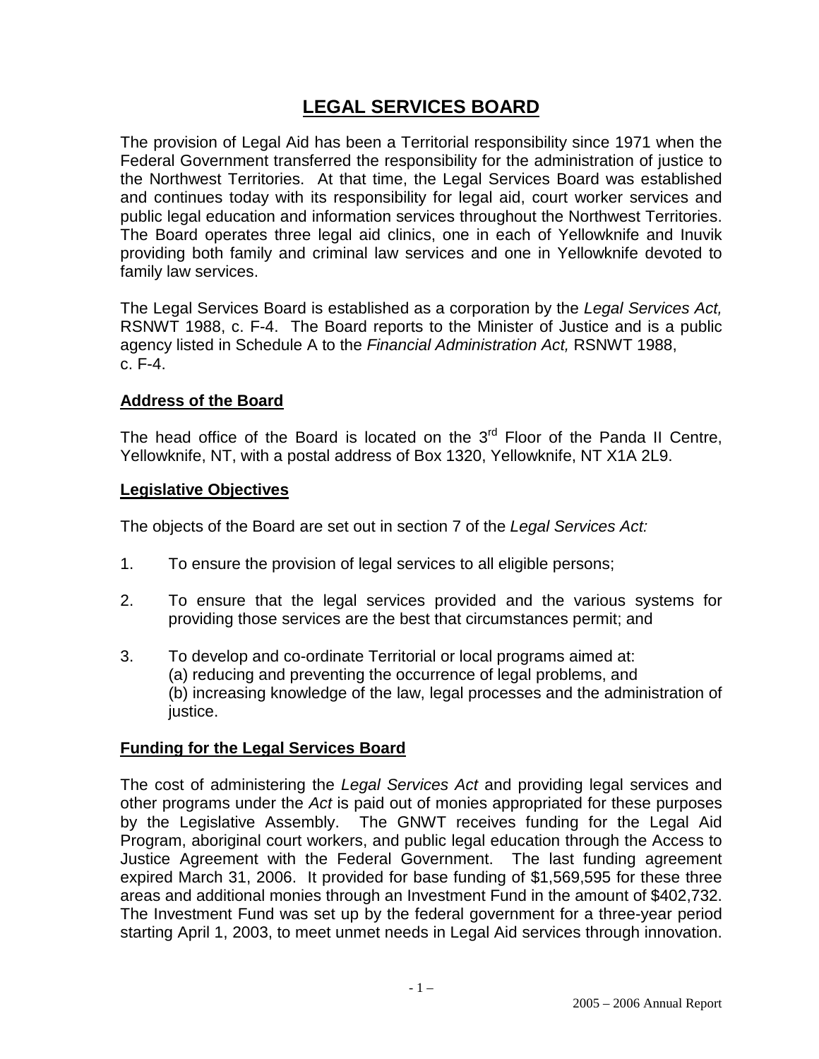# LEGAL SERVICES BOARD

The provision of Legal Aid has been a Territorial responsibility since 1971 when the Federal Government transferred the responsibility for the administration of justice to the Northwest Territories. At that time, the Legal Services Board was established and continues today with its responsibility for legal aid, court worker services and public legal education and information services throughout the Northwest Territories. The Board operates three legal aid clinics, one in each of Yellowknife and Inuvik providing both family and criminal law services and one in Yellowknife devoted to family law services.

The Legal Services Board is established as a corporation by the *Legal Services Act,* RSNWT 1988, c. F-4. The Board reports to the Minister of Justice and is a public agency listed in Schedule A to the *Financial Administration Act,* RSNWT 1988, c. F-4.

## Address of the Board

The head office of the Board is located on the 3rd Floor of the Panda II Centre, Yellowknife, NT, with a postal address of Box 1320, Yellowknife, NT X1A 2L9.

## Legislative Objectives

The objects of the Board are set out in section 7 of the *Legal Services Act:*

1. To ensure the provision of legal services to all eligible persons;
2. To ensure that the legal services provided and the various systems for providing those services are the best that circumstances permit; and
3. To develop and co-ordinate Territorial or local programs aimed at:
   (a) reducing and preventing the occurrence of legal problems, and
   (b) increasing knowledge of the law, legal processes and the administration of justice.

## Funding for the Legal Services Board

The cost of administering the *Legal Services Act* and providing legal services and other programs under the *Act* is paid out of monies appropriated for these purposes by the Legislative Assembly. The GNWT receives funding for the Legal Aid Program, aboriginal court workers, and public legal education through the Access to Justice Agreement with the Federal Government. The last funding agreement expired March 31, 2006. It provided for base funding of $1,569,595 for these three areas and additional monies through an Investment Fund in the amount of $402,732. The Investment Fund was set up by the federal government for a three-year period starting April 1, 2003, to meet unmet needs in Legal Aid services through innovation.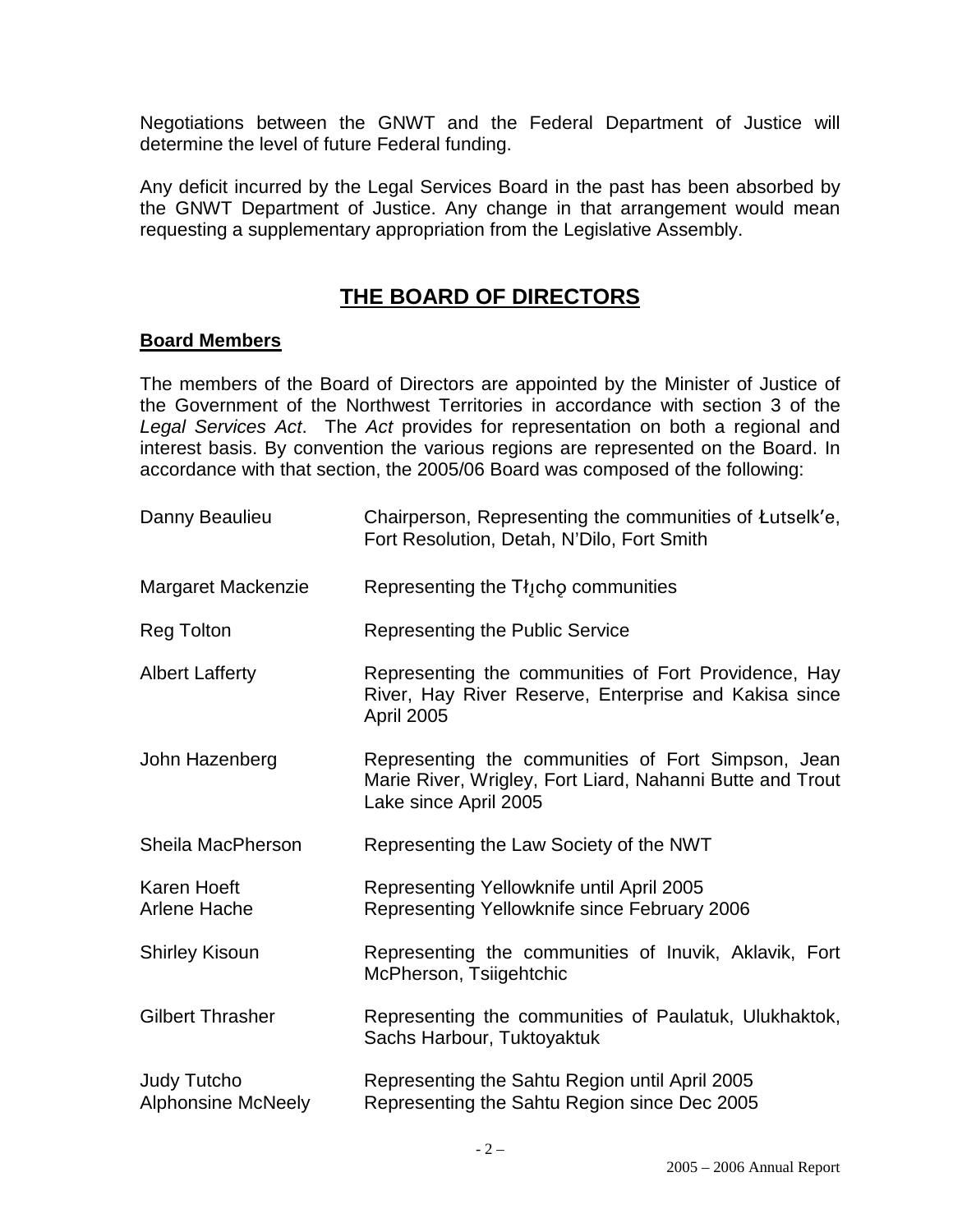Negotiations between the GNWT and the Federal Department of Justice will determine the level of future Federal funding.

Any deficit incurred by the Legal Services Board in the past has been absorbed by the GNWT Department of Justice. Any change in that arrangement would mean requesting a supplementary appropriation from the Legislative Assembly.

# THE BOARD OF DIRECTORS

## Board Members

The members of the Board of Directors are appointed by the Minister of Justice of the Government of the Northwest Territories in accordance with section 3 of the *Legal Services Act*. The *Act* provides for representation on both a regional and interest basis. By convention the various regions are represented on the Board. In accordance with that section, the 2005/06 Board was composed of the following:

| | |
|---|---|
| Danny Beaulieu | Chairperson, Representing the communities of Łutselk'e, Fort Resolution, Detah, N'Dilo, Fort Smith |
| Margaret Mackenzie | Representing the Tłı̨chǫ communities |
| Reg Tolton | Representing the Public Service |
| Albert Lafferty | Representing the communities of Fort Providence, Hay River, Hay River Reserve, Enterprise and Kakisa since April 2005 |
| John Hazenberg | Representing the communities of Fort Simpson, Jean Marie River, Wrigley, Fort Liard, Nahanni Butte and Trout Lake since April 2005 |
| Sheila MacPherson | Representing the Law Society of the NWT |
| Karen Hoeft | Representing Yellowknife until April 2005 |
| Arlene Hache | Representing Yellowknife since February 2006 |
| Shirley Kisoun | Representing the communities of Inuvik, Aklavik, Fort McPherson, Tsiigehtchic |
| Gilbert Thrasher | Representing the communities of Paulatuk, Ulukhaktok, Sachs Harbour, Tuktoyaktuk |
| Judy Tutcho | Representing the Sahtu Region until April 2005 |
| Alphonsine McNeely | Representing the Sahtu Region since Dec 2005 |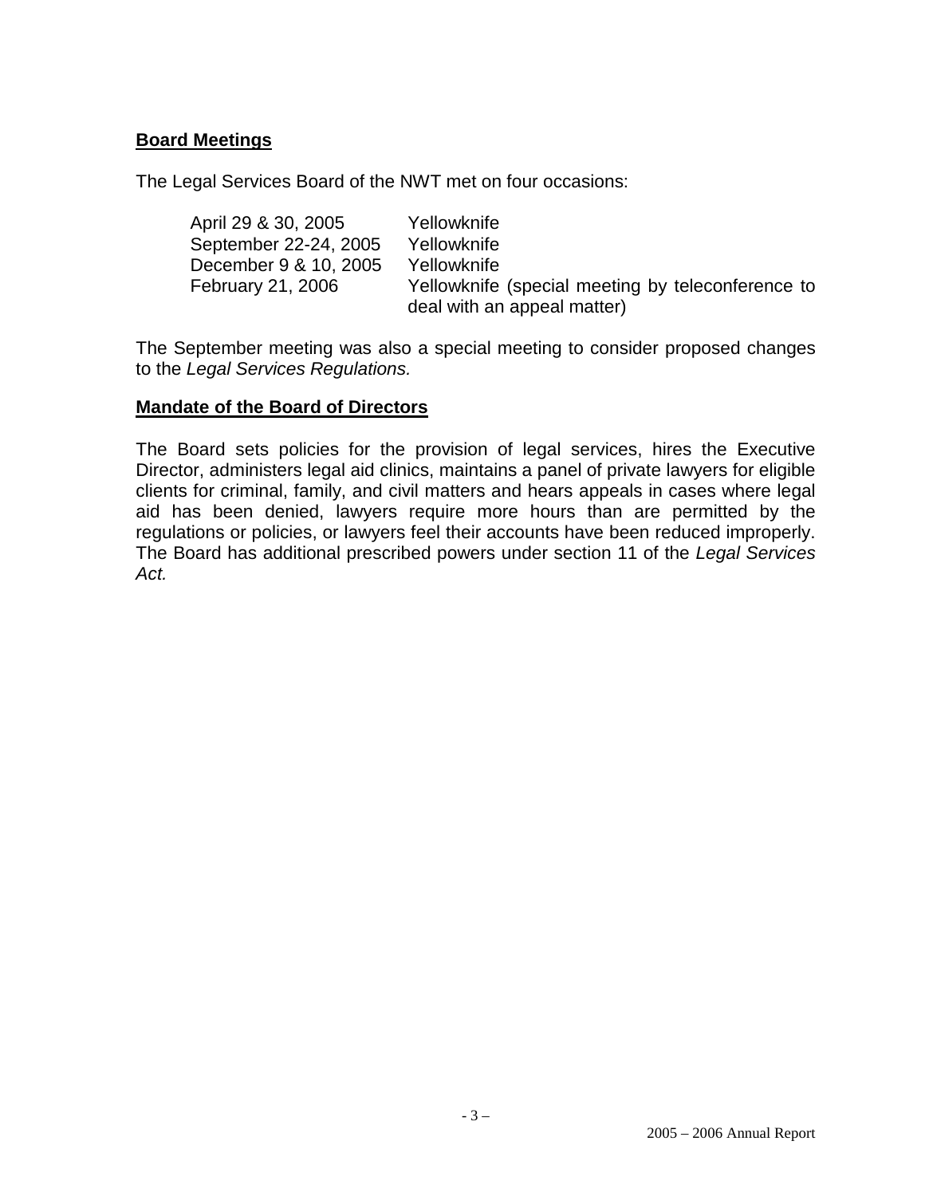## Board Meetings

The Legal Services Board of the NWT met on four occasions:

| | |
|---|---|
| April 29 & 30, 2005 | Yellowknife |
| September 22-24, 2005 | Yellowknife |
| December 9 & 10, 2005 | Yellowknife |
| February 21, 2006 | Yellowknife (special meeting by teleconference to deal with an appeal matter) |

The September meeting was also a special meeting to consider proposed changes to the *Legal Services Regulations.*

## Mandate of the Board of Directors

The Board sets policies for the provision of legal services, hires the Executive Director, administers legal aid clinics, maintains a panel of private lawyers for eligible clients for criminal, family, and civil matters and hears appeals in cases where legal aid has been denied, lawyers require more hours than are permitted by the regulations or policies, or lawyers feel their accounts have been reduced improperly. The Board has additional prescribed powers under section 11 of the *Legal Services Act.*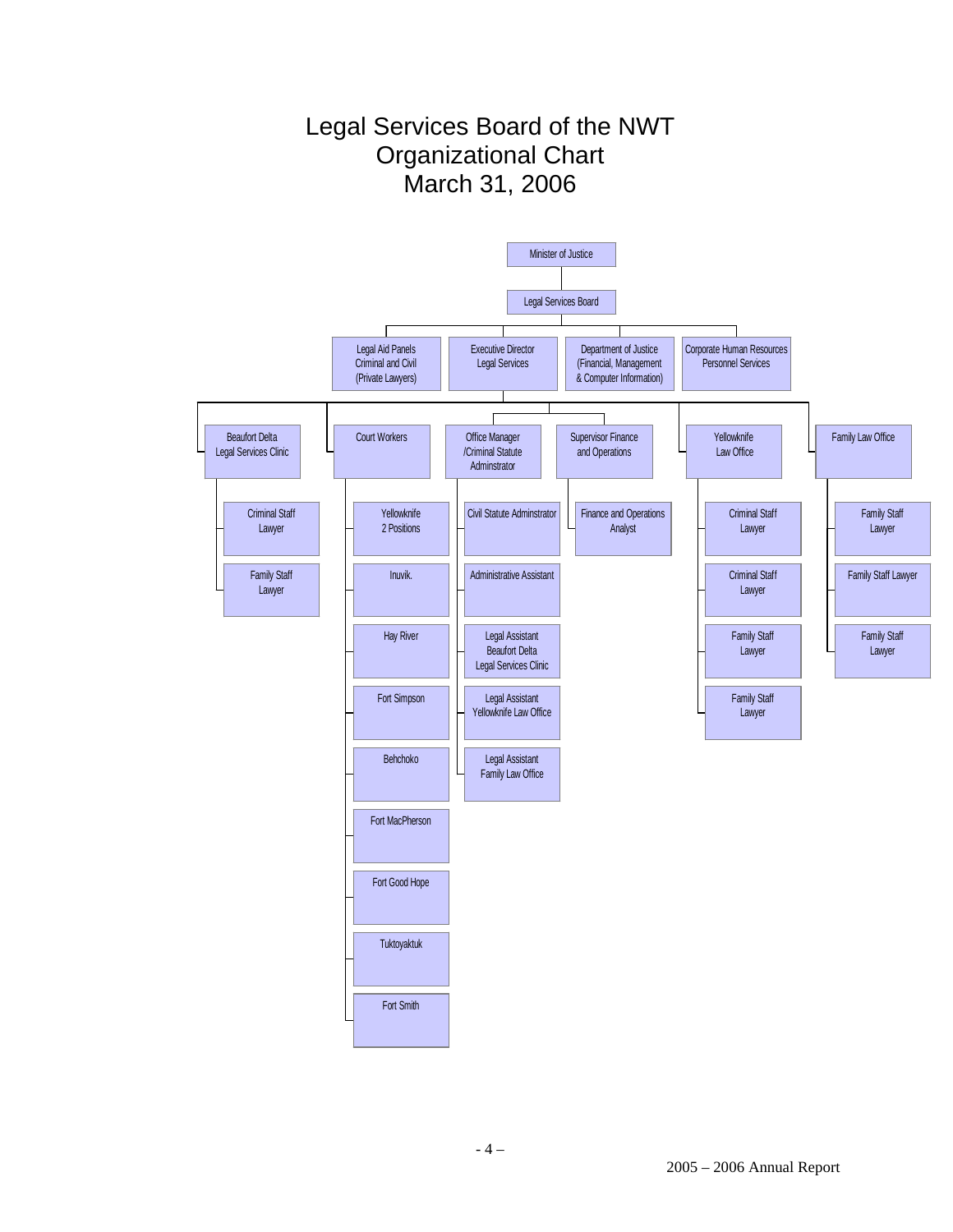# Legal Services Board of the NWT Organizational Chart March 31, 2006

- Minister of Justice
  - Legal Services Board
    - Legal Aid Panels Criminal and Civil (Private Lawyers)
    - Executive Director Legal Services
      - Beaufort Delta Legal Services Clinic
        - Criminal Staff Lawyer
        - Family Staff Lawyer
      - Court Workers
        - Yellowknife 2 Positions
        - Inuvik.
        - Hay River
        - Fort Simpson
        - Behchoko
        - Fort MacPherson
        - Fort Good Hope
        - Tuktoyaktuk
        - Fort Smith
      - Office Manager /Criminal Statute Adminstrator
        - Civil Statute Adminstrator
        - Administrative Assistant
        - Legal Assistant Beaufort Delta Legal Services Clinic
        - Legal Assistant Yellowknife Law Office
        - Legal Assistant Family Law Office
      - Supervisor Finance and Operations
        - Finance and Operations Analyst
      - Yellowknife Law Office
        - Criminal Staff Lawyer
        - Criminal Staff Lawyer
        - Family Staff Lawyer
        - Family Staff Lawyer
      - Family Law Office
        - Family Staff Lawyer
        - Family Staff Lawyer
        - Family Staff Lawyer
    - Department of Justice (Financial, Management & Computer Information)
    - Corporate Human Resources Personnel Services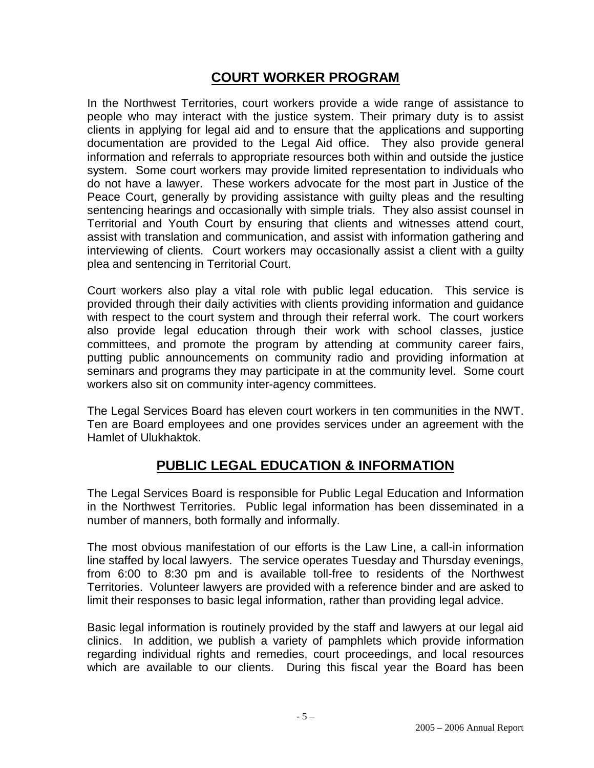## COURT WORKER PROGRAM

In the Northwest Territories, court workers provide a wide range of assistance to people who may interact with the justice system. Their primary duty is to assist clients in applying for legal aid and to ensure that the applications and supporting documentation are provided to the Legal Aid office. They also provide general information and referrals to appropriate resources both within and outside the justice system. Some court workers may provide limited representation to individuals who do not have a lawyer. These workers advocate for the most part in Justice of the Peace Court, generally by providing assistance with guilty pleas and the resulting sentencing hearings and occasionally with simple trials. They also assist counsel in Territorial and Youth Court by ensuring that clients and witnesses attend court, assist with translation and communication, and assist with information gathering and interviewing of clients. Court workers may occasionally assist a client with a guilty plea and sentencing in Territorial Court.

Court workers also play a vital role with public legal education. This service is provided through their daily activities with clients providing information and guidance with respect to the court system and through their referral work. The court workers also provide legal education through their work with school classes, justice committees, and promote the program by attending at community career fairs, putting public announcements on community radio and providing information at seminars and programs they may participate in at the community level. Some court workers also sit on community inter-agency committees.

The Legal Services Board has eleven court workers in ten communities in the NWT. Ten are Board employees and one provides services under an agreement with the Hamlet of Ulukhaktok.

## PUBLIC LEGAL EDUCATION & INFORMATION

The Legal Services Board is responsible for Public Legal Education and Information in the Northwest Territories. Public legal information has been disseminated in a number of manners, both formally and informally.

The most obvious manifestation of our efforts is the Law Line, a call-in information line staffed by local lawyers. The service operates Tuesday and Thursday evenings, from 6:00 to 8:30 pm and is available toll-free to residents of the Northwest Territories. Volunteer lawyers are provided with a reference binder and are asked to limit their responses to basic legal information, rather than providing legal advice.

Basic legal information is routinely provided by the staff and lawyers at our legal aid clinics. In addition, we publish a variety of pamphlets which provide information regarding individual rights and remedies, court proceedings, and local resources which are available to our clients. During this fiscal year the Board has been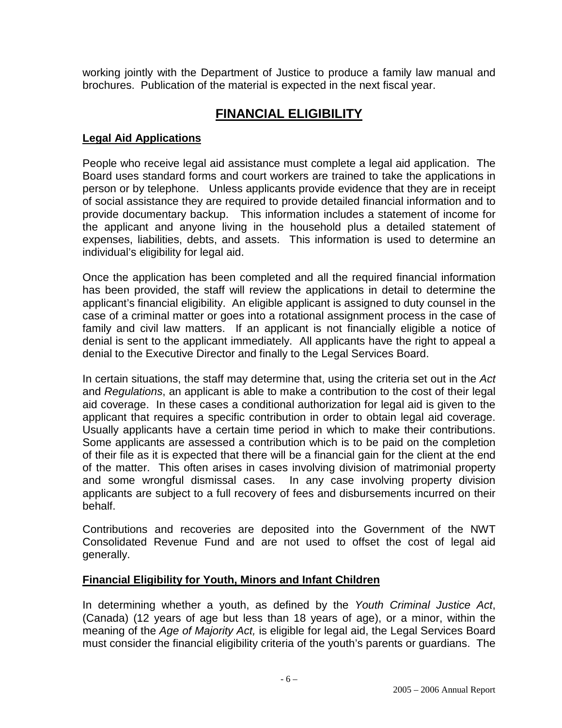working jointly with the Department of Justice to produce a family law manual and brochures. Publication of the material is expected in the next fiscal year.

## FINANCIAL ELIGIBILITY

### Legal Aid Applications

People who receive legal aid assistance must complete a legal aid application. The Board uses standard forms and court workers are trained to take the applications in person or by telephone. Unless applicants provide evidence that they are in receipt of social assistance they are required to provide detailed financial information and to provide documentary backup. This information includes a statement of income for the applicant and anyone living in the household plus a detailed statement of expenses, liabilities, debts, and assets. This information is used to determine an individual's eligibility for legal aid.

Once the application has been completed and all the required financial information has been provided, the staff will review the applications in detail to determine the applicant's financial eligibility. An eligible applicant is assigned to duty counsel in the case of a criminal matter or goes into a rotational assignment process in the case of family and civil law matters. If an applicant is not financially eligible a notice of denial is sent to the applicant immediately. All applicants have the right to appeal a denial to the Executive Director and finally to the Legal Services Board.

In certain situations, the staff may determine that, using the criteria set out in the *Act* and *Regulations*, an applicant is able to make a contribution to the cost of their legal aid coverage. In these cases a conditional authorization for legal aid is given to the applicant that requires a specific contribution in order to obtain legal aid coverage. Usually applicants have a certain time period in which to make their contributions. Some applicants are assessed a contribution which is to be paid on the completion of their file as it is expected that there will be a financial gain for the client at the end of the matter. This often arises in cases involving division of matrimonial property and some wrongful dismissal cases. In any case involving property division applicants are subject to a full recovery of fees and disbursements incurred on their behalf.

Contributions and recoveries are deposited into the Government of the NWT Consolidated Revenue Fund and are not used to offset the cost of legal aid generally.

### Financial Eligibility for Youth, Minors and Infant Children

In determining whether a youth, as defined by the *Youth Criminal Justice Act*, (Canada) (12 years of age but less than 18 years of age), or a minor, within the meaning of the *Age of Majority Act,* is eligible for legal aid, the Legal Services Board must consider the financial eligibility criteria of the youth's parents or guardians. The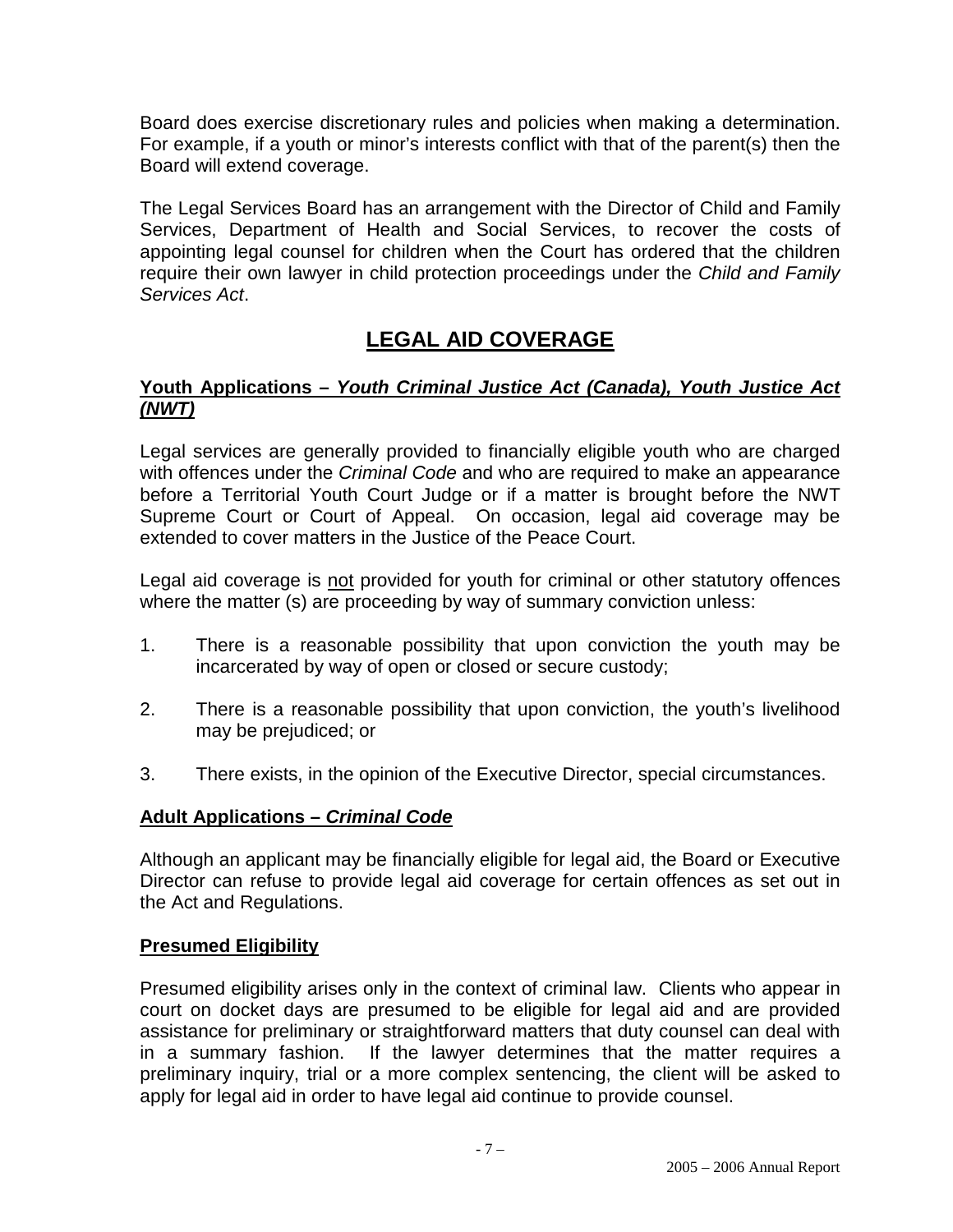Board does exercise discretionary rules and policies when making a determination. For example, if a youth or minor's interests conflict with that of the parent(s) then the Board will extend coverage.

The Legal Services Board has an arrangement with the Director of Child and Family Services, Department of Health and Social Services, to recover the costs of appointing legal counsel for children when the Court has ordered that the children require their own lawyer in child protection proceedings under the *Child and Family Services Act*.

# LEGAL AID COVERAGE

### Youth Applications – *Youth Criminal Justice Act (Canada), Youth Justice Act (NWT)*

Legal services are generally provided to financially eligible youth who are charged with offences under the *Criminal Code* and who are required to make an appearance before a Territorial Youth Court Judge or if a matter is brought before the NWT Supreme Court or Court of Appeal. On occasion, legal aid coverage may be extended to cover matters in the Justice of the Peace Court.

Legal aid coverage is not provided for youth for criminal or other statutory offences where the matter (s) are proceeding by way of summary conviction unless:

1. There is a reasonable possibility that upon conviction the youth may be incarcerated by way of open or closed or secure custody;
2. There is a reasonable possibility that upon conviction, the youth's livelihood may be prejudiced; or
3. There exists, in the opinion of the Executive Director, special circumstances.

### Adult Applications – *Criminal Code*

Although an applicant may be financially eligible for legal aid, the Board or Executive Director can refuse to provide legal aid coverage for certain offences as set out in the Act and Regulations.

### Presumed Eligibility

Presumed eligibility arises only in the context of criminal law. Clients who appear in court on docket days are presumed to be eligible for legal aid and are provided assistance for preliminary or straightforward matters that duty counsel can deal with in a summary fashion. If the lawyer determines that the matter requires a preliminary inquiry, trial or a more complex sentencing, the client will be asked to apply for legal aid in order to have legal aid continue to provide counsel.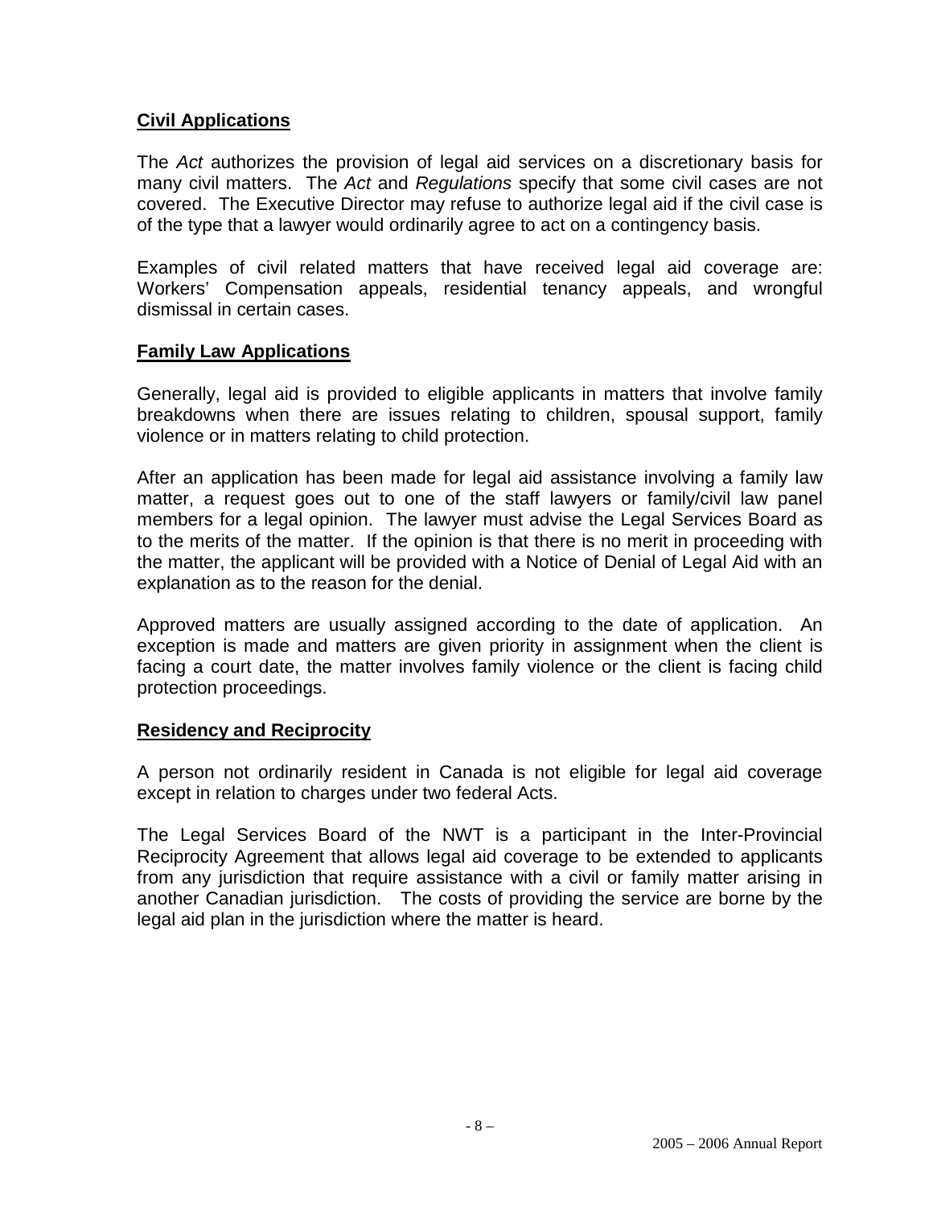## Civil Applications

The *Act* authorizes the provision of legal aid services on a discretionary basis for many civil matters. The *Act* and *Regulations* specify that some civil cases are not covered. The Executive Director may refuse to authorize legal aid if the civil case is of the type that a lawyer would ordinarily agree to act on a contingency basis.

Examples of civil related matters that have received legal aid coverage are: Workers' Compensation appeals, residential tenancy appeals, and wrongful dismissal in certain cases.

## Family Law Applications

Generally, legal aid is provided to eligible applicants in matters that involve family breakdowns when there are issues relating to children, spousal support, family violence or in matters relating to child protection.

After an application has been made for legal aid assistance involving a family law matter, a request goes out to one of the staff lawyers or family/civil law panel members for a legal opinion. The lawyer must advise the Legal Services Board as to the merits of the matter. If the opinion is that there is no merit in proceeding with the matter, the applicant will be provided with a Notice of Denial of Legal Aid with an explanation as to the reason for the denial.

Approved matters are usually assigned according to the date of application. An exception is made and matters are given priority in assignment when the client is facing a court date, the matter involves family violence or the client is facing child protection proceedings.

## Residency and Reciprocity

A person not ordinarily resident in Canada is not eligible for legal aid coverage except in relation to charges under two federal Acts.

The Legal Services Board of the NWT is a participant in the Inter-Provincial Reciprocity Agreement that allows legal aid coverage to be extended to applicants from any jurisdiction that require assistance with a civil or family matter arising in another Canadian jurisdiction. The costs of providing the service are borne by the legal aid plan in the jurisdiction where the matter is heard.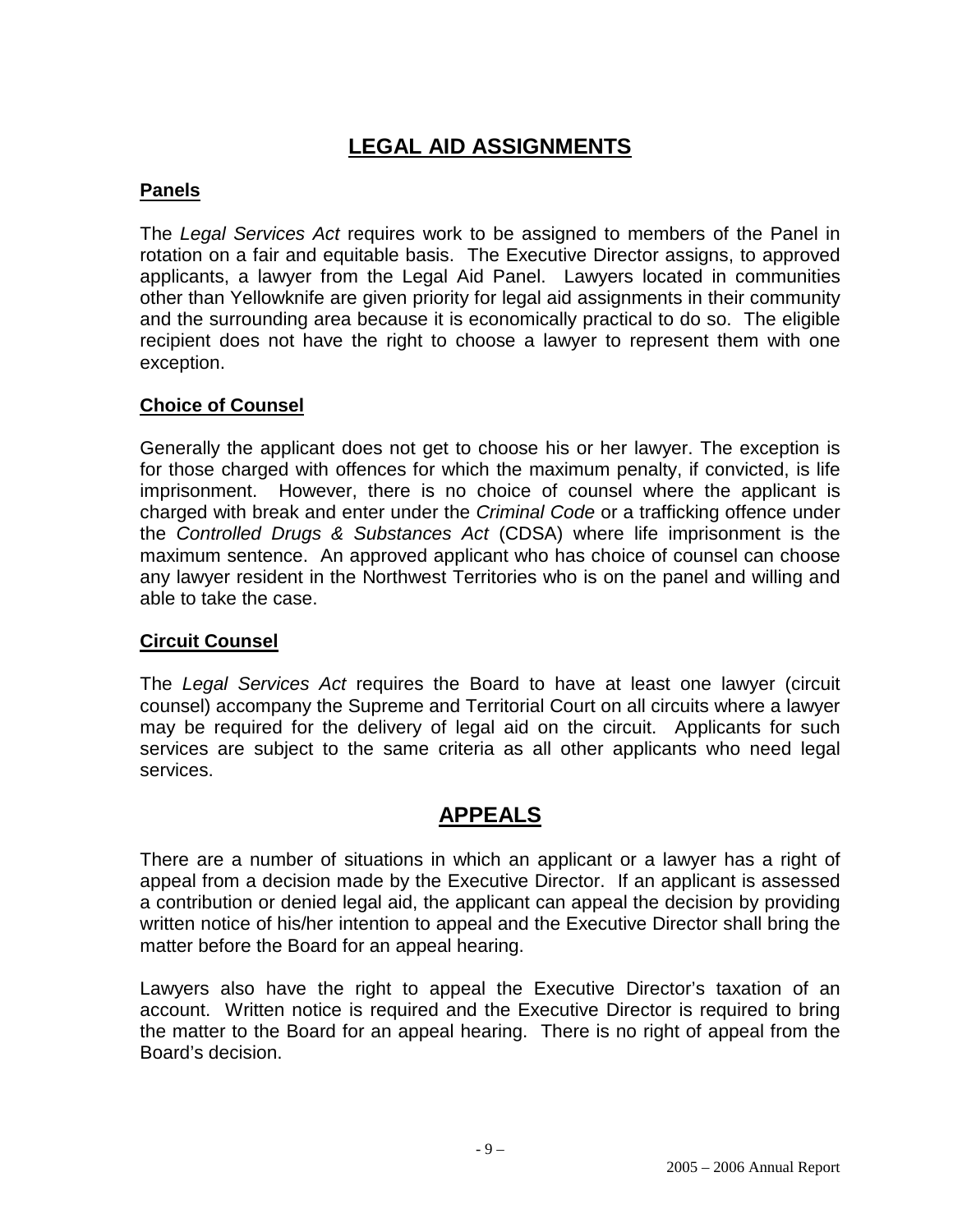## LEGAL AID ASSIGNMENTS

### Panels

The *Legal Services Act* requires work to be assigned to members of the Panel in rotation on a fair and equitable basis. The Executive Director assigns, to approved applicants, a lawyer from the Legal Aid Panel. Lawyers located in communities other than Yellowknife are given priority for legal aid assignments in their community and the surrounding area because it is economically practical to do so. The eligible recipient does not have the right to choose a lawyer to represent them with one exception.

### Choice of Counsel

Generally the applicant does not get to choose his or her lawyer. The exception is for those charged with offences for which the maximum penalty, if convicted, is life imprisonment. However, there is no choice of counsel where the applicant is charged with break and enter under the *Criminal Code* or a trafficking offence under the *Controlled Drugs & Substances Act* (CDSA) where life imprisonment is the maximum sentence. An approved applicant who has choice of counsel can choose any lawyer resident in the Northwest Territories who is on the panel and willing and able to take the case.

### Circuit Counsel

The *Legal Services Act* requires the Board to have at least one lawyer (circuit counsel) accompany the Supreme and Territorial Court on all circuits where a lawyer may be required for the delivery of legal aid on the circuit. Applicants for such services are subject to the same criteria as all other applicants who need legal services.

## APPEALS

There are a number of situations in which an applicant or a lawyer has a right of appeal from a decision made by the Executive Director. If an applicant is assessed a contribution or denied legal aid, the applicant can appeal the decision by providing written notice of his/her intention to appeal and the Executive Director shall bring the matter before the Board for an appeal hearing.

Lawyers also have the right to appeal the Executive Director's taxation of an account. Written notice is required and the Executive Director is required to bring the matter to the Board for an appeal hearing. There is no right of appeal from the Board's decision.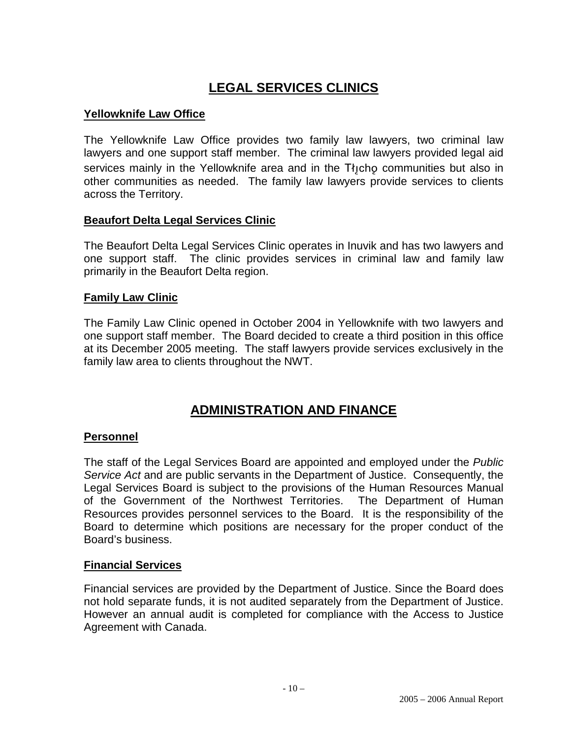# LEGAL SERVICES CLINICS

## Yellowknife Law Office

The Yellowknife Law Office provides two family law lawyers, two criminal law lawyers and one support staff member. The criminal law lawyers provided legal aid services mainly in the Yellowknife area and in the Tłı̨chǫ communities but also in other communities as needed. The family law lawyers provide services to clients across the Territory.

## Beaufort Delta Legal Services Clinic

The Beaufort Delta Legal Services Clinic operates in Inuvik and has two lawyers and one support staff. The clinic provides services in criminal law and family law primarily in the Beaufort Delta region.

## Family Law Clinic

The Family Law Clinic opened in October 2004 in Yellowknife with two lawyers and one support staff member. The Board decided to create a third position in this office at its December 2005 meeting. The staff lawyers provide services exclusively in the family law area to clients throughout the NWT.

# ADMINISTRATION AND FINANCE

## Personnel

The staff of the Legal Services Board are appointed and employed under the *Public Service Act* and are public servants in the Department of Justice. Consequently, the Legal Services Board is subject to the provisions of the Human Resources Manual of the Government of the Northwest Territories. The Department of Human Resources provides personnel services to the Board. It is the responsibility of the Board to determine which positions are necessary for the proper conduct of the Board's business.

## Financial Services

Financial services are provided by the Department of Justice. Since the Board does not hold separate funds, it is not audited separately from the Department of Justice. However an annual audit is completed for compliance with the Access to Justice Agreement with Canada.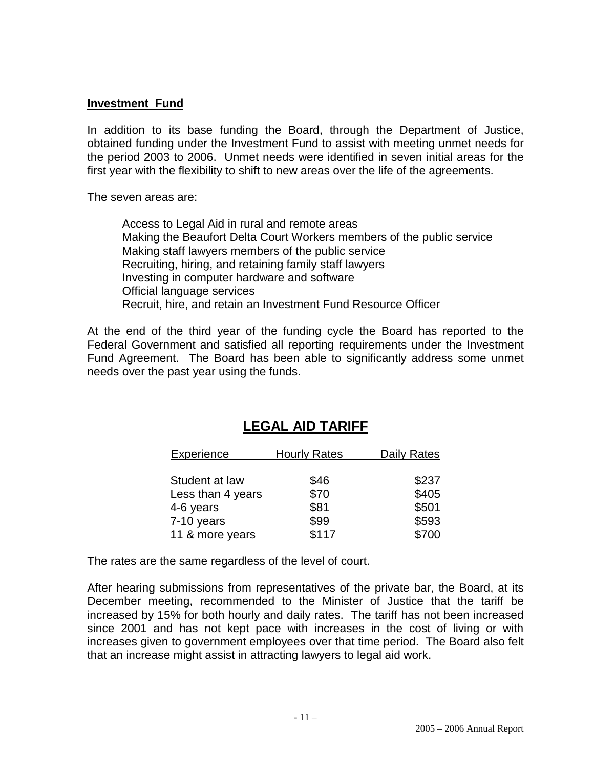## Investment Fund

In addition to its base funding the Board, through the Department of Justice, obtained funding under the Investment Fund to assist with meeting unmet needs for the period 2003 to 2006. Unmet needs were identified in seven initial areas for the first year with the flexibility to shift to new areas over the life of the agreements.

The seven areas are:

- Access to Legal Aid in rural and remote areas
- Making the Beaufort Delta Court Workers members of the public service
- Making staff lawyers members of the public service
- Recruiting, hiring, and retaining family staff lawyers
- Investing in computer hardware and software
- Official language services
- Recruit, hire, and retain an Investment Fund Resource Officer

At the end of the third year of the funding cycle the Board has reported to the Federal Government and satisfied all reporting requirements under the Investment Fund Agreement. The Board has been able to significantly address some unmet needs over the past year using the funds.

# LEGAL AID TARIFF

| Experience | Hourly Rates | Daily Rates |
|---|---|---|
| Student at law | $46 | $237 |
| Less than 4 years | $70 | $405 |
| 4-6 years | $81 | $501 |
| 7-10 years | $99 | $593 |
| 11 & more years | $117 | $700 |

The rates are the same regardless of the level of court.

After hearing submissions from representatives of the private bar, the Board, at its December meeting, recommended to the Minister of Justice that the tariff be increased by 15% for both hourly and daily rates. The tariff has not been increased since 2001 and has not kept pace with increases in the cost of living or with increases given to government employees over that time period. The Board also felt that an increase might assist in attracting lawyers to legal aid work.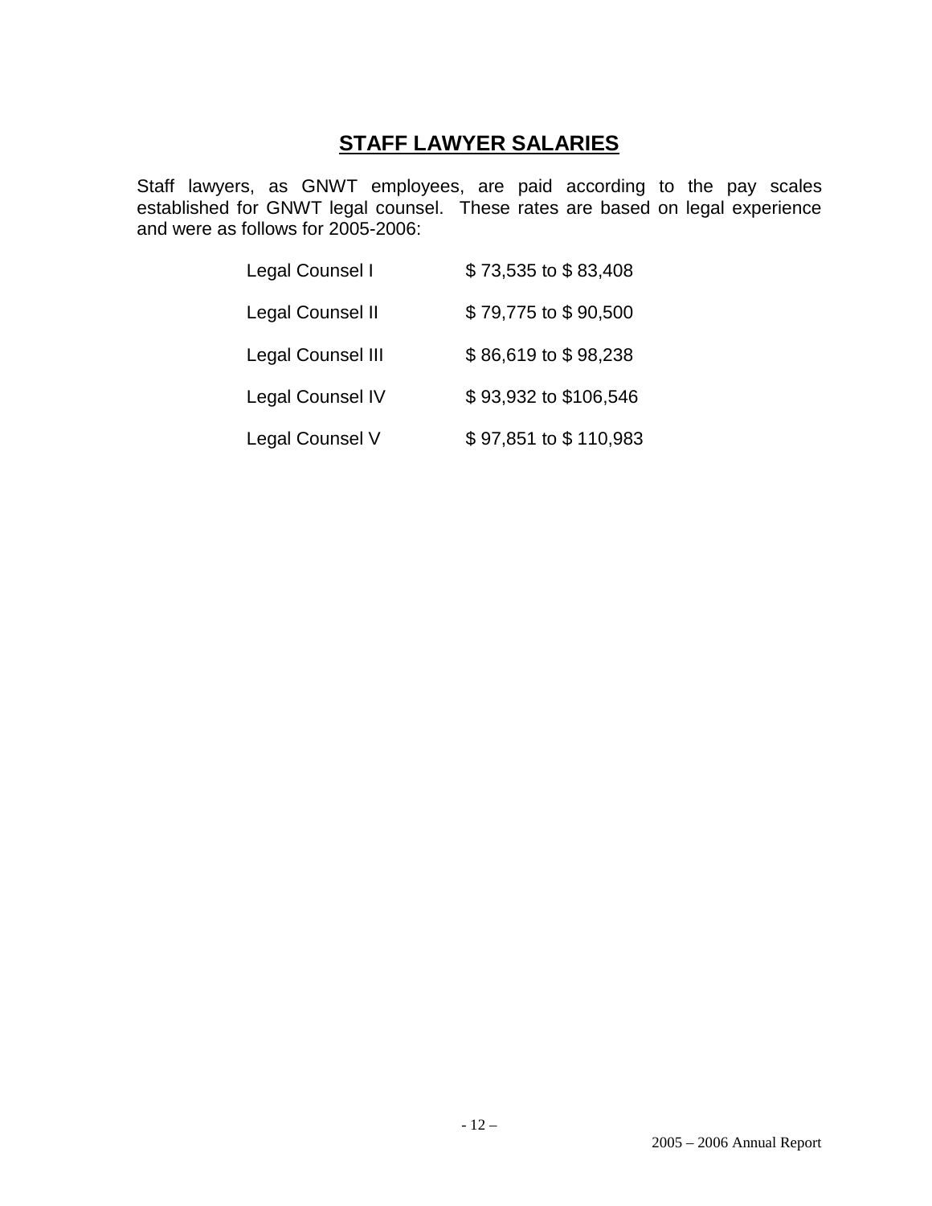# STAFF LAWYER SALARIES

Staff lawyers, as GNWT employees, are paid according to the pay scales established for GNWT legal counsel. These rates are based on legal experience and were as follows for 2005-2006:

| | |
|---|---|
| Legal Counsel I | $ 73,535 to $ 83,408 |
| Legal Counsel II | $ 79,775 to $ 90,500 |
| Legal Counsel III | $ 86,619 to $ 98,238 |
| Legal Counsel IV | $ 93,932 to $106,546 |
| Legal Counsel V | $ 97,851 to $ 110,983 |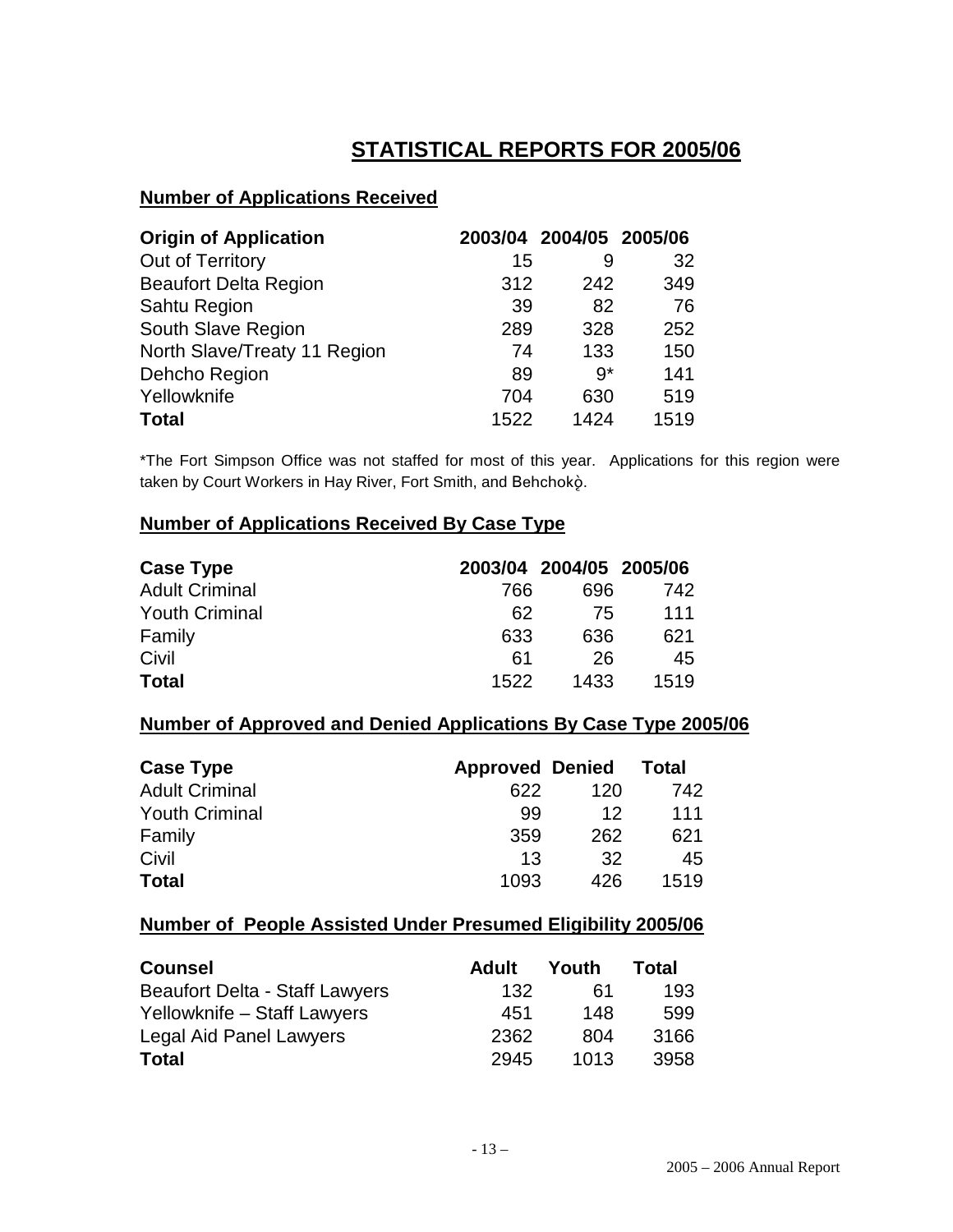# STATISTICAL REPORTS FOR 2005/06

## Number of Applications Received

| Origin of Application | 2003/04 | 2004/05 | 2005/06 |
|---|---|---|---|
| Out of Territory | 15 | 9 | 32 |
| Beaufort Delta Region | 312 | 242 | 349 |
| Sahtu Region | 39 | 82 | 76 |
| South Slave Region | 289 | 328 | 252 |
| North Slave/Treaty 11 Region | 74 | 133 | 150 |
| Dehcho Region | 89 | 9* | 141 |
| Yellowknife | 704 | 630 | 519 |
| **Total** | 1522 | 1424 | 1519 |

*The Fort Simpson Office was not staffed for most of this year. Applications for this region were taken by Court Workers in Hay River, Fort Smith, and Behchokǫ̀.

## Number of Applications Received By Case Type

| Case Type | 2003/04 | 2004/05 | 2005/06 |
|---|---|---|---|
| Adult Criminal | 766 | 696 | 742 |
| Youth Criminal | 62 | 75 | 111 |
| Family | 633 | 636 | 621 |
| Civil | 61 | 26 | 45 |
| **Total** | 1522 | 1433 | 1519 |

## Number of Approved and Denied Applications By Case Type 2005/06

| Case Type | Approved | Denied | Total |
|---|---|---|---|
| Adult Criminal | 622 | 120 | 742 |
| Youth Criminal | 99 | 12 | 111 |
| Family | 359 | 262 | 621 |
| Civil | 13 | 32 | 45 |
| **Total** | 1093 | 426 | 1519 |

## Number of People Assisted Under Presumed Eligibility 2005/06

| Counsel | Adult | Youth | Total |
|---|---|---|---|
| Beaufort Delta - Staff Lawyers | 132 | 61 | 193 |
| Yellowknife – Staff Lawyers | 451 | 148 | 599 |
| Legal Aid Panel Lawyers | 2362 | 804 | 3166 |
| **Total** | 2945 | 1013 | 3958 |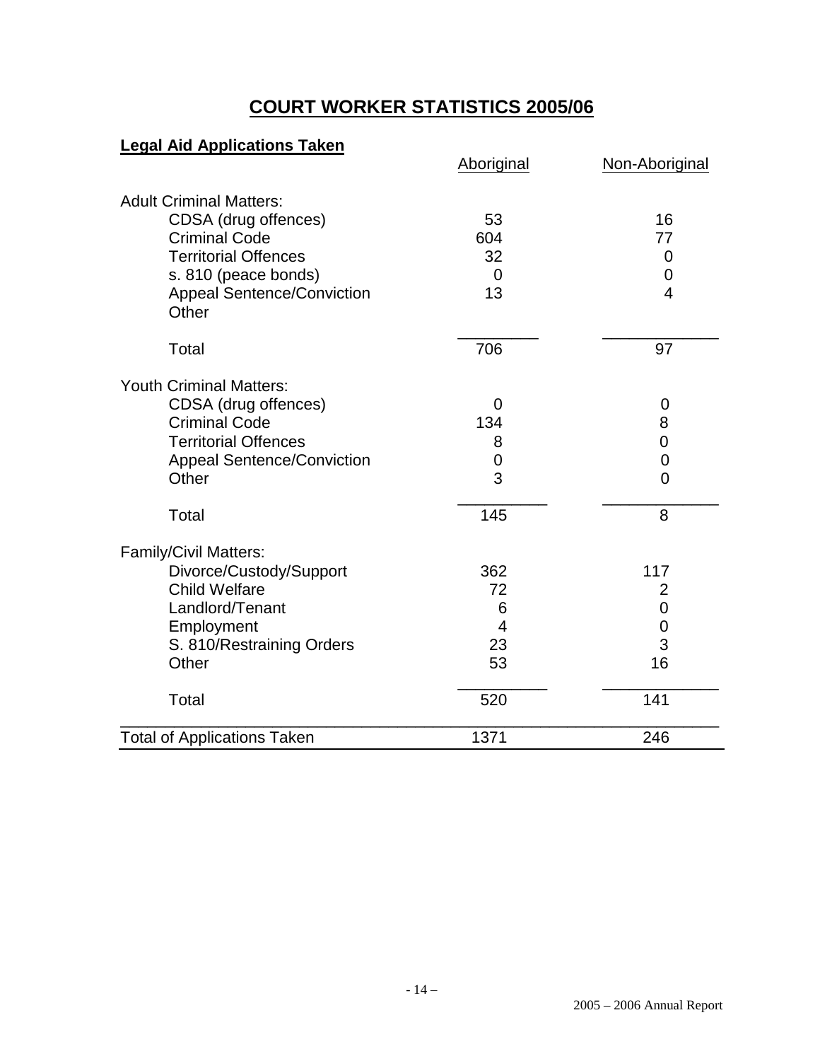# COURT WORKER STATISTICS 2005/06

## Legal Aid Applications Taken

| | Aboriginal | Non-Aboriginal |
|---|---|---|
| **Adult Criminal Matters:** | | |
| CDSA (drug offences) | 53 | 16 |
| Criminal Code | 604 | 77 |
| Territorial Offences | 32 | 0 |
| s. 810 (peace bonds) | 0 | 0 |
| Appeal Sentence/Conviction | 13 | 4 |
| Other | | |
| Total | 706 | 97 |
| **Youth Criminal Matters:** | | |
| CDSA (drug offences) | 0 | 0 |
| Criminal Code | 134 | 8 |
| Territorial Offences | 8 | 0 |
| Appeal Sentence/Conviction | 0 | 0 |
| Other | 3 | 0 |
| Total | 145 | 8 |
| **Family/Civil Matters:** | | |
| Divorce/Custody/Support | 362 | 117 |
| Child Welfare | 72 | 2 |
| Landlord/Tenant | 6 | 0 |
| Employment | 4 | 0 |
| S. 810/Restraining Orders | 23 | 3 |
| Other | 53 | 16 |
| Total | 520 | 141 |
| **Total of Applications Taken** | 1371 | 246 |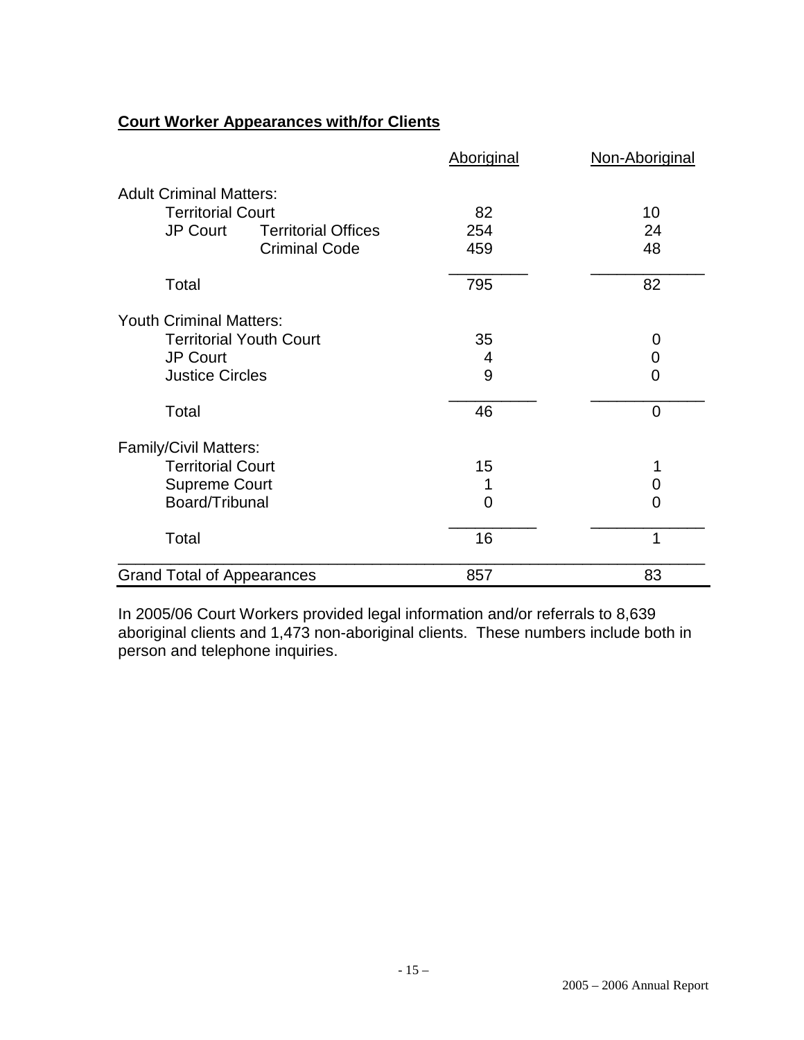**Court Worker Appearances with/for Clients**

| | | Aboriginal | Non-Aboriginal |
|---|---|---|---|
| Adult Criminal Matters: | | | |
| Territorial Court | | 82 | 10 |
| JP Court | Territorial Offices | 254 | 24 |
| | Criminal Code | 459 | 48 |
| Total | | 795 | 82 |
| Youth Criminal Matters: | | | |
| Territorial Youth Court | | 35 | 0 |
| JP Court | | 4 | 0 |
| Justice Circles | | 9 | 0 |
| Total | | 46 | 0 |
| Family/Civil Matters: | | | |
| Territorial Court | | 15 | 1 |
| Supreme Court | | 1 | 0 |
| Board/Tribunal | | 0 | 0 |
| Total | | 16 | 1 |
| Grand Total of Appearances | | 857 | 83 |

In 2005/06 Court Workers provided legal information and/or referrals to 8,639 aboriginal clients and 1,473 non-aboriginal clients. These numbers include both in person and telephone inquiries.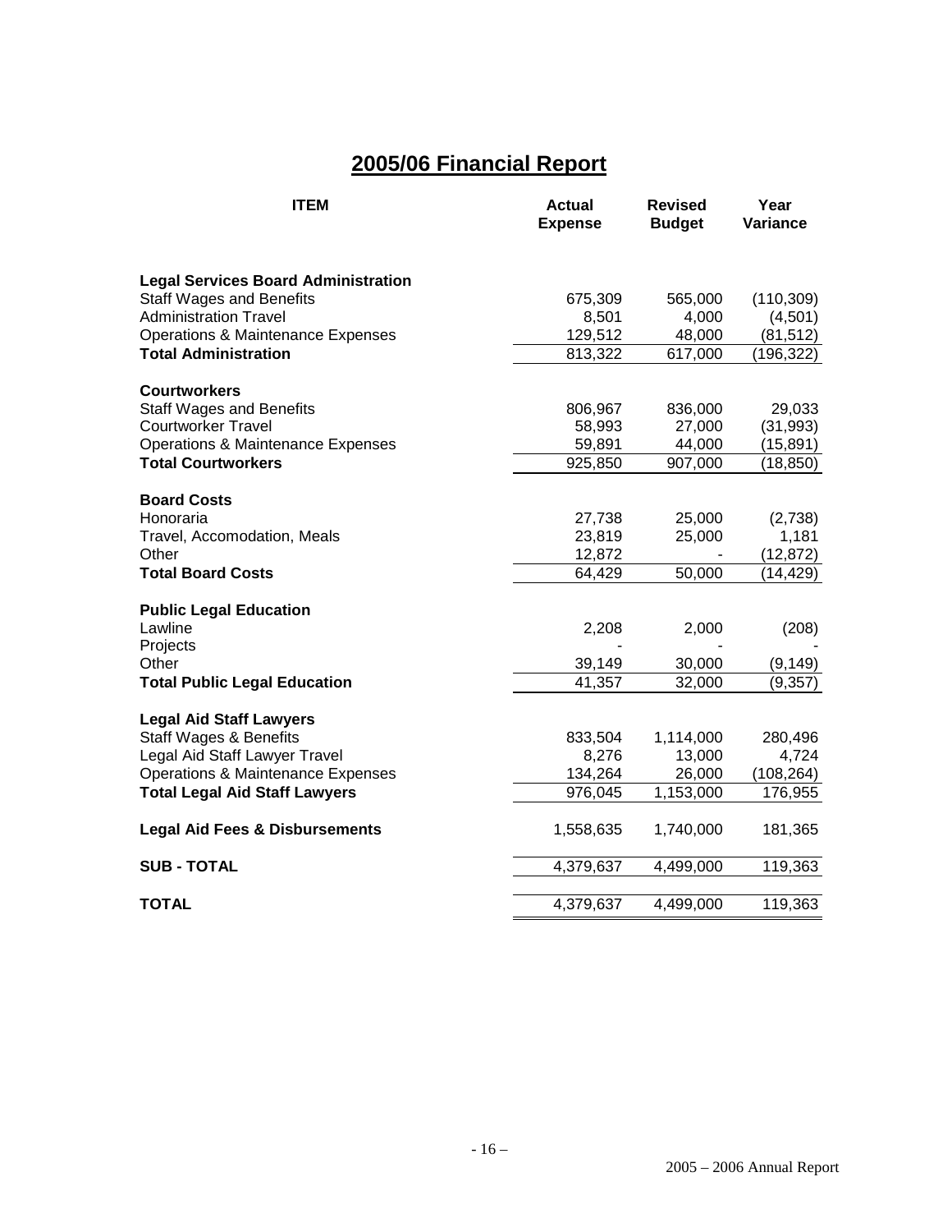# 2005/06 Financial Report

| ITEM | Actual Expense | Revised Budget | Year Variance |
|---|---|---|---|
| **Legal Services Board Administration** | | | |
| Staff Wages and Benefits | 675,309 | 565,000 | (110,309) |
| Administration Travel | 8,501 | 4,000 | (4,501) |
| Operations & Maintenance Expenses | 129,512 | 48,000 | (81,512) |
| **Total Administration** | 813,322 | 617,000 | (196,322) |
| **Courtworkers** | | | |
| Staff Wages and Benefits | 806,967 | 836,000 | 29,033 |
| Courtworker Travel | 58,993 | 27,000 | (31,993) |
| Operations & Maintenance Expenses | 59,891 | 44,000 | (15,891) |
| **Total Courtworkers** | 925,850 | 907,000 | (18,850) |
| **Board Costs** | | | |
| Honoraria | 27,738 | 25,000 | (2,738) |
| Travel, Accomodation, Meals | 23,819 | 25,000 | 1,181 |
| Other | 12,872 | - | (12,872) |
| **Total Board Costs** | 64,429 | 50,000 | (14,429) |
| **Public Legal Education** | | | |
| Lawline | 2,208 | 2,000 | (208) |
| Projects | - | - | - |
| Other | 39,149 | 30,000 | (9,149) |
| **Total Public Legal Education** | 41,357 | 32,000 | (9,357) |
| **Legal Aid Staff Lawyers** | | | |
| Staff Wages & Benefits | 833,504 | 1,114,000 | 280,496 |
| Legal Aid Staff Lawyer Travel | 8,276 | 13,000 | 4,724 |
| Operations & Maintenance Expenses | 134,264 | 26,000 | (108,264) |
| **Total Legal Aid Staff Lawyers** | 976,045 | 1,153,000 | 176,955 |
| **Legal Aid Fees & Disbursements** | 1,558,635 | 1,740,000 | 181,365 |
| **SUB - TOTAL** | 4,379,637 | 4,499,000 | 119,363 |
| **TOTAL** | 4,379,637 | 4,499,000 | 119,363 |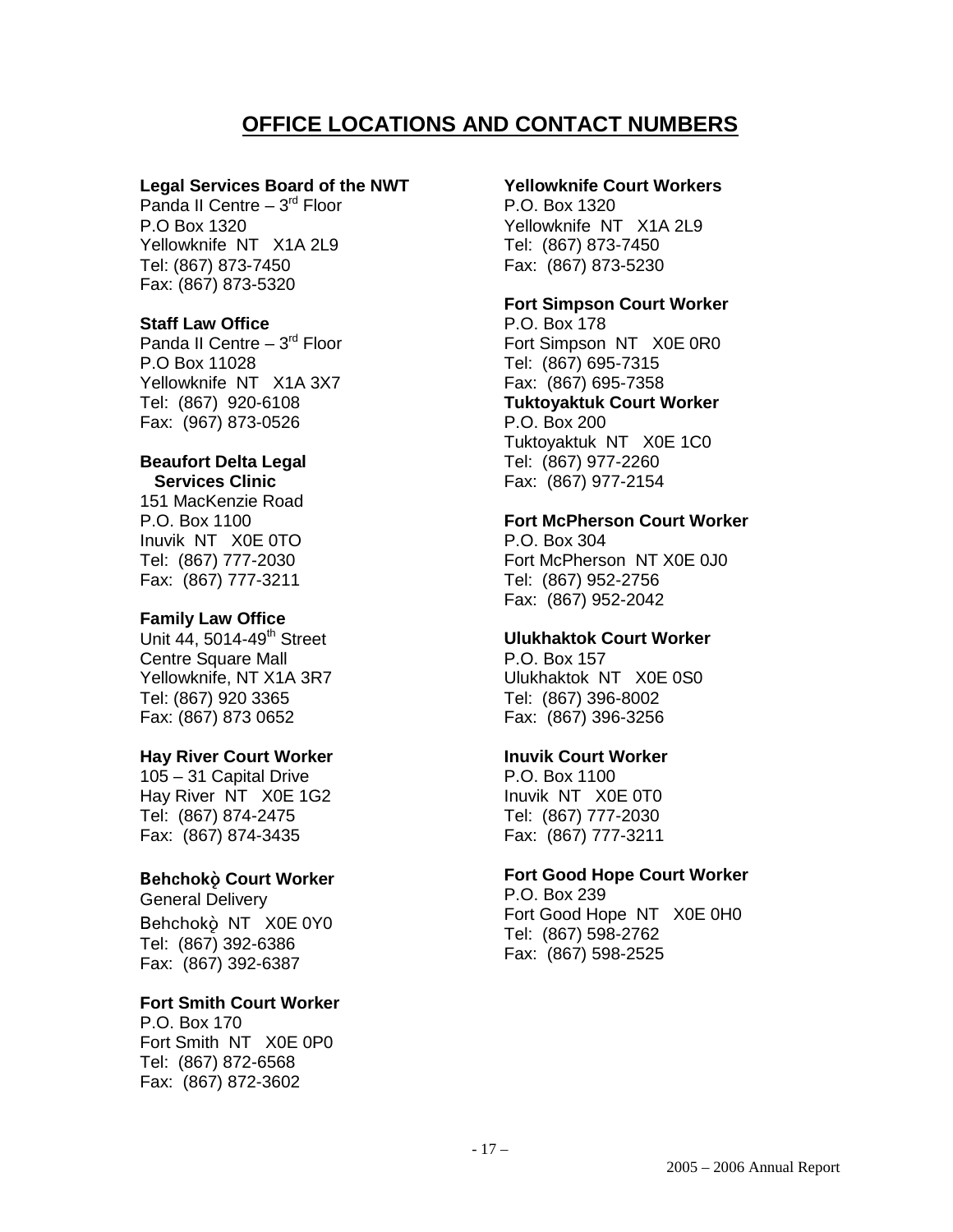# OFFICE LOCATIONS AND CONTACT NUMBERS

**Legal Services Board of the NWT**
Panda II Centre – 3rd Floor
P.O Box 1320
Yellowknife NT X1A 2L9
Tel: (867) 873-7450
Fax: (867) 873-5320

**Staff Law Office**
Panda II Centre – 3rd Floor
P.O Box 11028
Yellowknife NT X1A 3X7
Tel: (867) 920-6108
Fax: (967) 873-0526

**Beaufort Delta Legal Services Clinic**
151 MacKenzie Road
P.O. Box 1100
Inuvik NT X0E 0TO
Tel: (867) 777-2030
Fax: (867) 777-3211

**Family Law Office**
Unit 44, 5014-49th Street
Centre Square Mall
Yellowknife, NT X1A 3R7
Tel: (867) 920 3365
Fax: (867) 873 0652

**Hay River Court Worker**
105 – 31 Capital Drive
Hay River NT X0E 1G2
Tel: (867) 874-2475
Fax: (867) 874-3435

**Behchokǫ̀ Court Worker**
General Delivery
Behchokǫ̀ NT X0E 0Y0
Tel: (867) 392-6386
Fax: (867) 392-6387

**Fort Smith Court Worker**
P.O. Box 170
Fort Smith NT X0E 0P0
Tel: (867) 872-6568
Fax: (867) 872-3602

**Yellowknife Court Workers**
P.O. Box 1320
Yellowknife NT X1A 2L9
Tel: (867) 873-7450
Fax: (867) 873-5230

**Fort Simpson Court Worker**
P.O. Box 178
Fort Simpson NT X0E 0R0
Tel: (867) 695-7315
Fax: (867) 695-7358

**Tuktoyaktuk Court Worker**
P.O. Box 200
Tuktoyaktuk NT X0E 1C0
Tel: (867) 977-2260
Fax: (867) 977-2154

**Fort McPherson Court Worker**
P.O. Box 304
Fort McPherson NT X0E 0J0
Tel: (867) 952-2756
Fax: (867) 952-2042

**Ulukhaktok Court Worker**
P.O. Box 157
Ulukhaktok NT X0E 0S0
Tel: (867) 396-8002
Fax: (867) 396-3256

**Inuvik Court Worker**
P.O. Box 1100
Inuvik NT X0E 0T0
Tel: (867) 777-2030
Fax: (867) 777-3211

**Fort Good Hope Court Worker**
P.O. Box 239
Fort Good Hope NT X0E 0H0
Tel: (867) 598-2762
Fax: (867) 598-2525